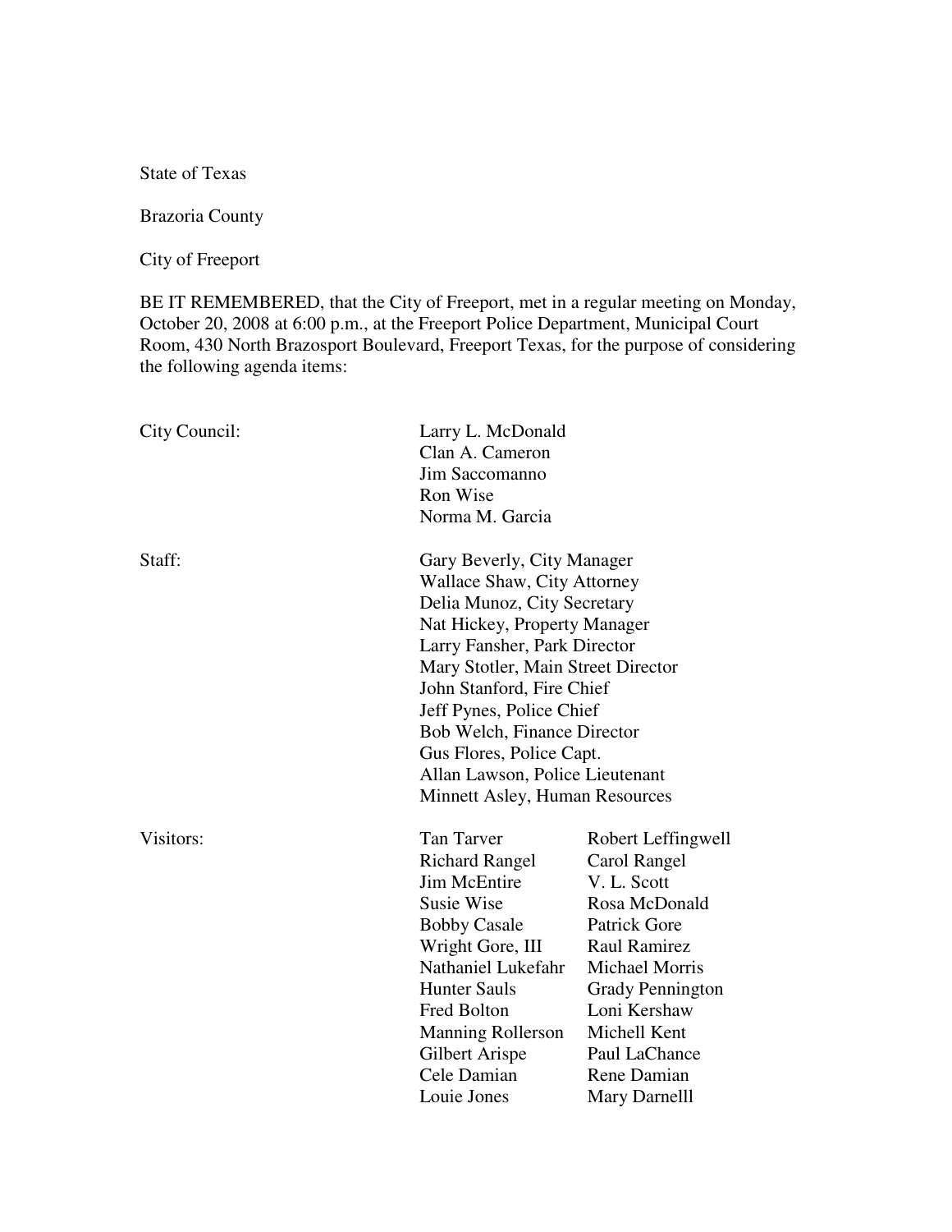State of Texas

Brazoria County

City of Freeport

BE IT REMEMBERED, that the City of Freeport, met in a regular meeting on Monday, October 20, 2008 at 6:00 p.m., at the Freeport Police Department, Municipal Court Room, 430 North Brazosport Boulevard, Freeport Texas, for the purpose of considering the following agenda items:

| | | |
|---|---|---|
| City Council: | Larry L. McDonald | |
| | Clan A. Cameron | |
| | Jim Saccomanno | |
| | Ron Wise | |
| | Norma M. Garcia | |
| Staff: | Gary Beverly, City Manager | |
| | Wallace Shaw, City Attorney | |
| | Delia Munoz, City Secretary | |
| | Nat Hickey, Property Manager | |
| | Larry Fansher, Park Director | |
| | Mary Stotler, Main Street Director | |
| | John Stanford, Fire Chief | |
| | Jeff Pynes, Police Chief | |
| | Bob Welch, Finance Director | |
| | Gus Flores, Police Capt. | |
| | Allan Lawson, Police Lieutenant | |
| | Minnett Asley, Human Resources | |
| Visitors: | Tan Tarver | Robert Leffingwell |
| | Richard Rangel | Carol Rangel |
| | Jim McEntire | V. L. Scott |
| | Susie Wise | Rosa McDonald |
| | Bobby Casale | Patrick Gore |
| | Wright Gore, III | Raul Ramirez |
| | Nathaniel Lukefahr | Michael Morris |
| | Hunter Sauls | Grady Pennington |
| | Fred Bolton | Loni Kershaw |
| | Manning Rollerson | Michell Kent |
| | Gilbert Arispe | Paul LaChance |
| | Cele Damian | Rene Damian |
| | Louie Jones | Mary Darnelll |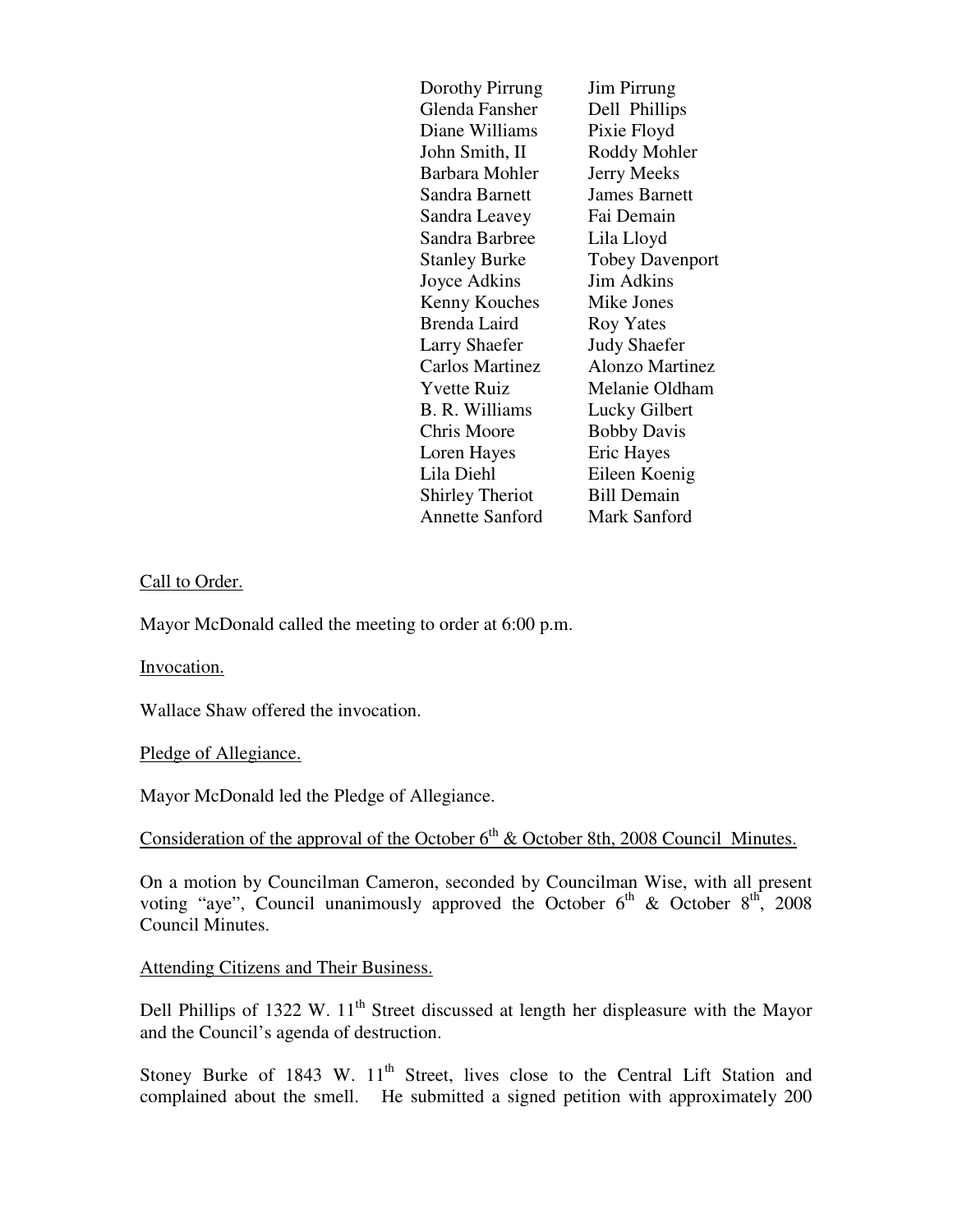| | |
|---|---|
| Dorothy Pirrung | Jim Pirrung |
| Glenda Fansher | Dell Phillips |
| Diane Williams | Pixie Floyd |
| John Smith, II | Roddy Mohler |
| Barbara Mohler | Jerry Meeks |
| Sandra Barnett | James Barnett |
| Sandra Leavey | Fai Demain |
| Sandra Barbree | Lila Lloyd |
| Stanley Burke | Tobey Davenport |
| Joyce Adkins | Jim Adkins |
| Kenny Kouches | Mike Jones |
| Brenda Laird | Roy Yates |
| Larry Shaefer | Judy Shaefer |
| Carlos Martinez | Alonzo Martinez |
| Yvette Ruiz | Melanie Oldham |
| B. R. Williams | Lucky Gilbert |
| Chris Moore | Bobby Davis |
| Loren Hayes | Eric Hayes |
| Lila Diehl | Eileen Koenig |
| Shirley Theriot | Bill Demain |
| Annette Sanford | Mark Sanford |

Call to Order.

Mayor McDonald called the meeting to order at 6:00 p.m.

Invocation.

Wallace Shaw offered the invocation.

Pledge of Allegiance.

Mayor McDonald led the Pledge of Allegiance.

Consideration of the approval of the October 6th & October 8th, 2008 Council Minutes.

On a motion by Councilman Cameron, seconded by Councilman Wise, with all present voting "aye", Council unanimously approved the October 6th & October 8th, 2008 Council Minutes.

Attending Citizens and Their Business.

Dell Phillips of 1322 W. 11th Street discussed at length her displeasure with the Mayor and the Council's agenda of destruction.

Stoney Burke of 1843 W. 11th Street, lives close to the Central Lift Station and complained about the smell. He submitted a signed petition with approximately 200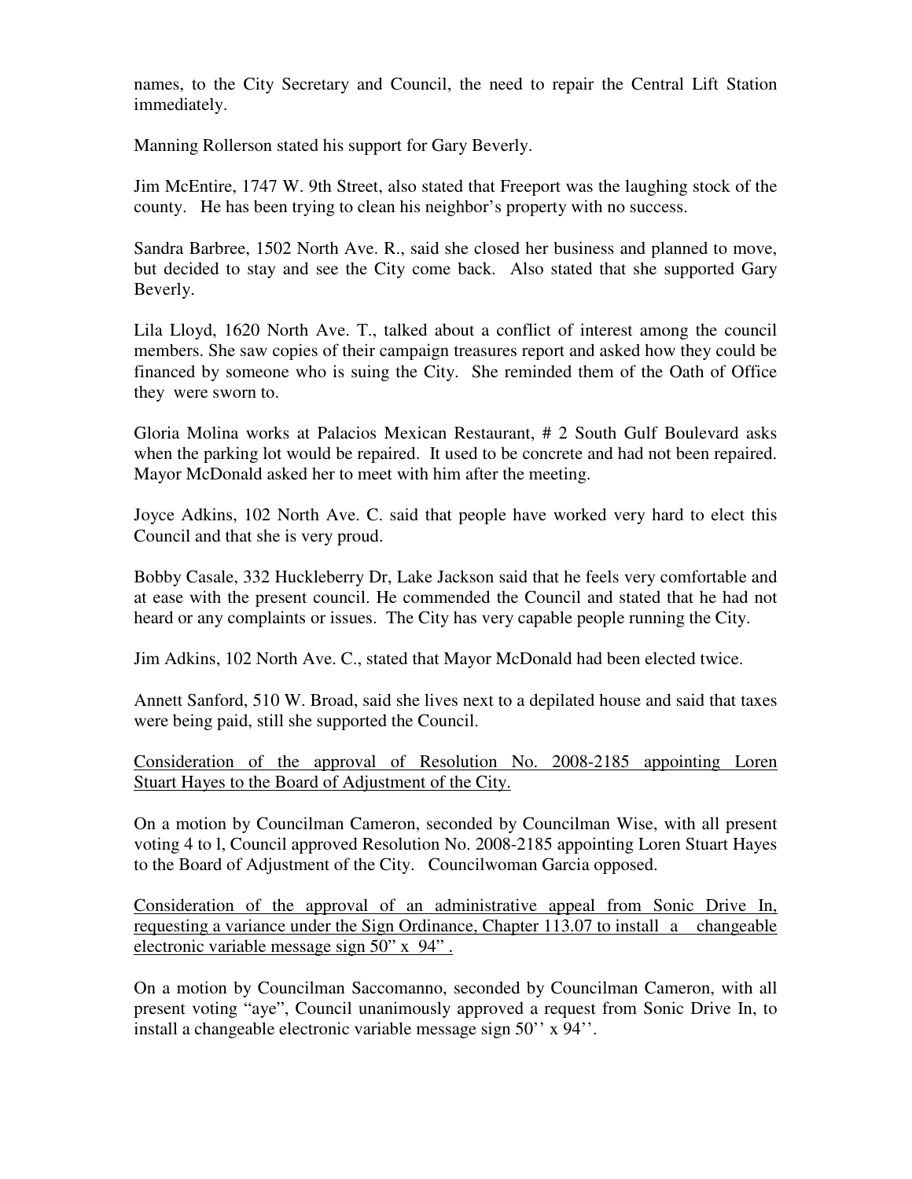names, to the City Secretary and Council, the need to repair the Central Lift Station immediately.

Manning Rollerson stated his support for Gary Beverly.

Jim McEntire, 1747 W. 9th Street, also stated that Freeport was the laughing stock of the county. He has been trying to clean his neighbor's property with no success.

Sandra Barbree, 1502 North Ave. R., said she closed her business and planned to move, but decided to stay and see the City come back. Also stated that she supported Gary Beverly.

Lila Lloyd, 1620 North Ave. T., talked about a conflict of interest among the council members. She saw copies of their campaign treasures report and asked how they could be financed by someone who is suing the City. She reminded them of the Oath of Office they were sworn to.

Gloria Molina works at Palacios Mexican Restaurant, # 2 South Gulf Boulevard asks when the parking lot would be repaired. It used to be concrete and had not been repaired. Mayor McDonald asked her to meet with him after the meeting.

Joyce Adkins, 102 North Ave. C. said that people have worked very hard to elect this Council and that she is very proud.

Bobby Casale, 332 Huckleberry Dr, Lake Jackson said that he feels very comfortable and at ease with the present council. He commended the Council and stated that he had not heard or any complaints or issues. The City has very capable people running the City.

Jim Adkins, 102 North Ave. C., stated that Mayor McDonald had been elected twice.

Annett Sanford, 510 W. Broad, said she lives next to a depilated house and said that taxes were being paid, still she supported the Council.

<u>Consideration of the approval of Resolution No. 2008-2185 appointing Loren Stuart Hayes to the Board of Adjustment of the City.</u>

On a motion by Councilman Cameron, seconded by Councilman Wise, with all present voting 4 to l, Council approved Resolution No. 2008-2185 appointing Loren Stuart Hayes to the Board of Adjustment of the City. Councilwoman Garcia opposed.

<u>Consideration of the approval of an administrative appeal from Sonic Drive In, requesting a variance under the Sign Ordinance, Chapter 113.07 to install a changeable electronic variable message sign 50" x 94" .</u>

On a motion by Councilman Saccomanno, seconded by Councilman Cameron, with all present voting "aye", Council unanimously approved a request from Sonic Drive In, to install a changeable electronic variable message sign 50'' x 94''.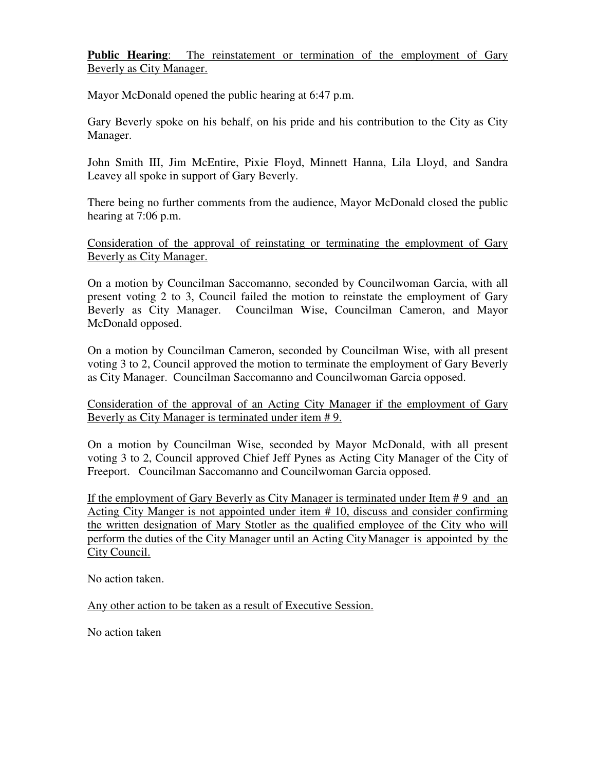**Public Hearing**: <u>The reinstatement or termination of the employment of Gary Beverly as City Manager.</u>

Mayor McDonald opened the public hearing at 6:47 p.m.

Gary Beverly spoke on his behalf, on his pride and his contribution to the City as City Manager.

John Smith III, Jim McEntire, Pixie Floyd, Minnett Hanna, Lila Lloyd, and Sandra Leavey all spoke in support of Gary Beverly.

There being no further comments from the audience, Mayor McDonald closed the public hearing at 7:06 p.m.

<u>Consideration of the approval of reinstating or terminating the employment of Gary Beverly as City Manager.</u>

On a motion by Councilman Saccomanno, seconded by Councilwoman Garcia, with all present voting 2 to 3, Council failed the motion to reinstate the employment of Gary Beverly as City Manager. Councilman Wise, Councilman Cameron, and Mayor McDonald opposed.

On a motion by Councilman Cameron, seconded by Councilman Wise, with all present voting 3 to 2, Council approved the motion to terminate the employment of Gary Beverly as City Manager. Councilman Saccomanno and Councilwoman Garcia opposed.

<u>Consideration of the approval of an Acting City Manager if the employment of Gary Beverly as City Manager is terminated under item # 9.</u>

On a motion by Councilman Wise, seconded by Mayor McDonald, with all present voting 3 to 2, Council approved Chief Jeff Pynes as Acting City Manager of the City of Freeport. Councilman Saccomanno and Councilwoman Garcia opposed.

<u>If the employment of Gary Beverly as City Manager is terminated under Item # 9 and an Acting City Manger is not appointed under item # 10, discuss and consider confirming the written designation of Mary Stotler as the qualified employee of the City who will perform the duties of the City Manager until an Acting City Manager is appointed by the City Council.</u>

No action taken.

<u>Any other action to be taken as a result of Executive Session.</u>

No action taken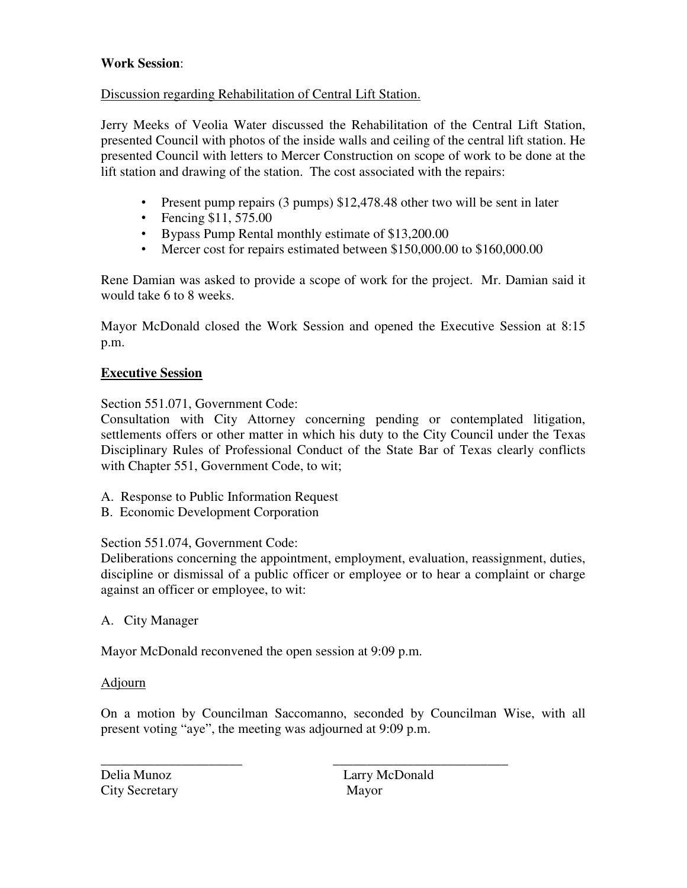**Work Session**:

Discussion regarding Rehabilitation of Central Lift Station.

Jerry Meeks of Veolia Water discussed the Rehabilitation of the Central Lift Station, presented Council with photos of the inside walls and ceiling of the central lift station. He presented Council with letters to Mercer Construction on scope of work to be done at the lift station and drawing of the station. The cost associated with the repairs:

- Present pump repairs (3 pumps) $12,478.48 other two will be sent in later
- Fencing $11, 575.00
- Bypass Pump Rental monthly estimate of $13,200.00
- Mercer cost for repairs estimated between $150,000.00 to $160,000.00

Rene Damian was asked to provide a scope of work for the project. Mr. Damian said it would take 6 to 8 weeks.

Mayor McDonald closed the Work Session and opened the Executive Session at 8:15 p.m.

**Executive Session**

Section 551.071, Government Code:
Consultation with City Attorney concerning pending or contemplated litigation, settlements offers or other matter in which his duty to the City Council under the Texas Disciplinary Rules of Professional Conduct of the State Bar of Texas clearly conflicts with Chapter 551, Government Code, to wit;

A. Response to Public Information Request
B. Economic Development Corporation

Section 551.074, Government Code:
Deliberations concerning the appointment, employment, evaluation, reassignment, duties, discipline or dismissal of a public officer or employee or to hear a complaint or charge against an officer or employee, to wit:

A. City Manager

Mayor McDonald reconvened the open session at 9:09 p.m.

Adjourn

On a motion by Councilman Saccomanno, seconded by Councilman Wise, with all present voting "aye", the meeting was adjourned at 9:09 p.m.

| | |
|---|---|
| \_\_\_\_\_\_\_\_\_\_\_\_\_\_\_\_\_\_\_\_\_\_ | \_\_\_\_\_\_\_\_\_\_\_\_\_\_\_\_\_\_\_\_\_\_\_\_\_\_\_ |
| Delia Munoz | Larry McDonald |
| City Secretary | Mayor |